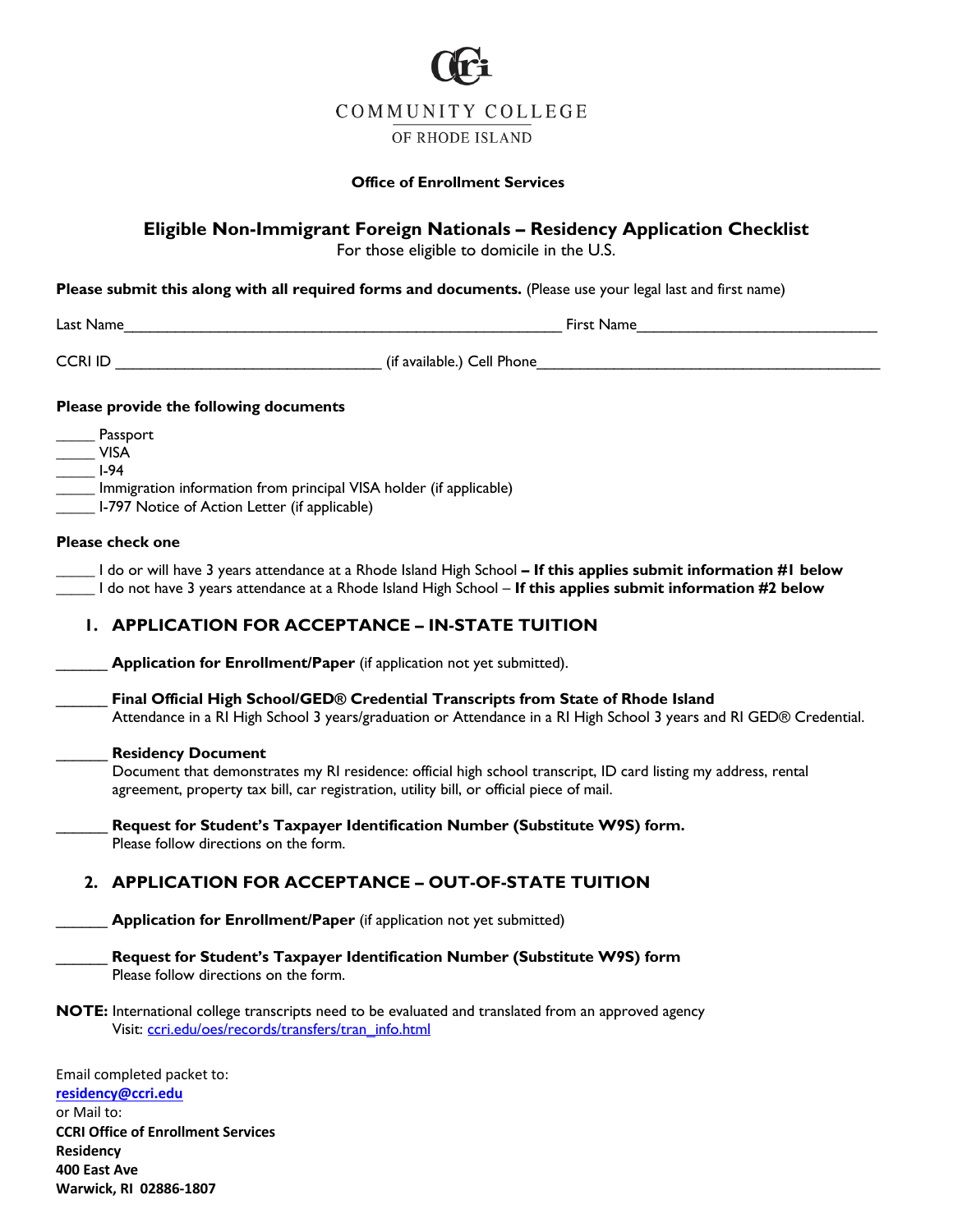COMMUNITY COLLEGE
OF RHODE ISLAND

**Office of Enrollment Services**

# Eligible Non-Immigrant Foreign Nationals – Residency Application Checklist

For those eligible to domicile in the U.S.

**Please submit this along with all required forms and documents.** (Please use your legal last and first name)

Last Name_______________________________________________________ First Name______________________________

CCRI ID _________________________________ (if available.) Cell Phone___________________________________________

**Please provide the following documents**

_____ Passport
_____ VISA
_____ I-94
_____ Immigration information from principal VISA holder (if applicable)
_____ I-797 Notice of Action Letter (if applicable)

**Please check one**

_____ I do or will have 3 years attendance at a Rhode Island High School **– If this applies submit information #1 below**
_____ I do not have 3 years attendance at a Rhode Island High School – **If this applies submit information #2 below**

## 1. APPLICATION FOR ACCEPTANCE – IN-STATE TUITION

______ **Application for Enrollment/Paper** (if application not yet submitted).

______ **Final Official High School/GED® Credential Transcripts from State of Rhode Island**
Attendance in a RI High School 3 years/graduation or Attendance in a RI High School 3 years and RI GED® Credential.

______ **Residency Document**
Document that demonstrates my RI residence: official high school transcript, ID card listing my address, rental agreement, property tax bill, car registration, utility bill, or official piece of mail.

______ **Request for Student's Taxpayer Identification Number (Substitute W9S) form.**
Please follow directions on the form.

## 2. APPLICATION FOR ACCEPTANCE – OUT-OF-STATE TUITION

______ **Application for Enrollment/Paper** (if application not yet submitted)

______ **Request for Student's Taxpayer Identification Number (Substitute W9S) form**
Please follow directions on the form.

**NOTE:** International college transcripts need to be evaluated and translated from an approved agency
Visit: ccri.edu/oes/records/transfers/tran_info.html

Email completed packet to:
**residency@ccri.edu**
or Mail to:
**CCRI Office of Enrollment Services**
**Residency**
**400 East Ave**
**Warwick, RI 02886-1807**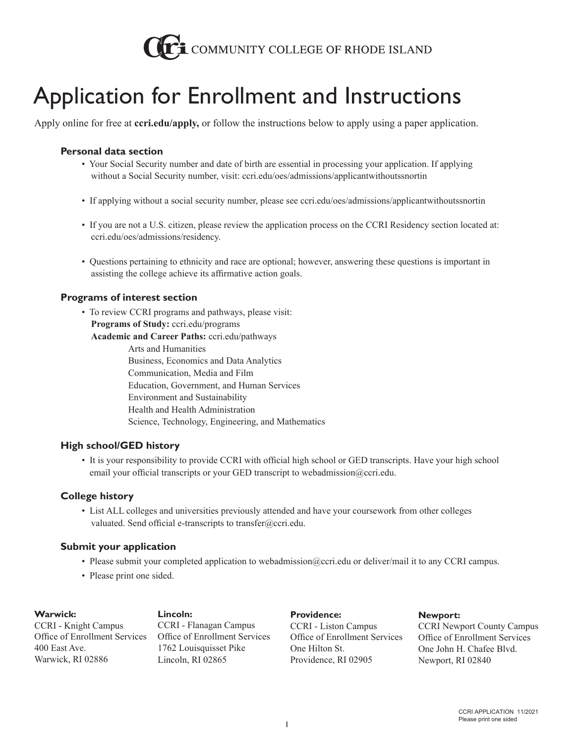COMMUNITY COLLEGE OF RHODE ISLAND

# Application for Enrollment and Instructions

Apply online for free at **ccri.edu/apply,** or follow the instructions below to apply using a paper application.

### Personal data section

- Your Social Security number and date of birth are essential in processing your application. If applying without a Social Security number, visit: ccri.edu/oes/admissions/applicantwithoutssnortin
- If applying without a social security number, please see ccri.edu/oes/admissions/applicantwithoutssnortin
- If you are not a U.S. citizen, please review the application process on the CCRI Residency section located at: ccri.edu/oes/admissions/residency.
- Questions pertaining to ethnicity and race are optional; however, answering these questions is important in assisting the college achieve its affirmative action goals.

### Programs of interest section

- To review CCRI programs and pathways, please visit:
  **Programs of Study:** ccri.edu/programs
  **Academic and Career Paths:** ccri.edu/pathways
  - Arts and Humanities
  - Business, Economics and Data Analytics
  - Communication, Media and Film
  - Education, Government, and Human Services
  - Environment and Sustainability
  - Health and Health Administration
  - Science, Technology, Engineering, and Mathematics

### High school/GED history

- It is your responsibility to provide CCRI with official high school or GED transcripts. Have your high school email your official transcripts or your GED transcript to webadmission@ccri.edu.

### College history

- List ALL colleges and universities previously attended and have your coursework from other colleges valuated. Send official e-transcripts to transfer@ccri.edu.

### Submit your application

- Please submit your completed application to webadmission@ccri.edu or deliver/mail it to any CCRI campus.
- Please print one sided.

**Warwick:**
CCRI - Knight Campus
Office of Enrollment Services
400 East Ave.
Warwick, RI 02886

**Lincoln:**
CCRI - Flanagan Campus
Office of Enrollment Services
1762 Louisquisset Pike
Lincoln, RI 02865

**Providence:**
CCRI - Liston Campus
Office of Enrollment Services
One Hilton St.
Providence, RI 02905

**Newport:**
CCRI Newport County Campus
Office of Enrollment Services
One John H. Chafee Blvd.
Newport, RI 02840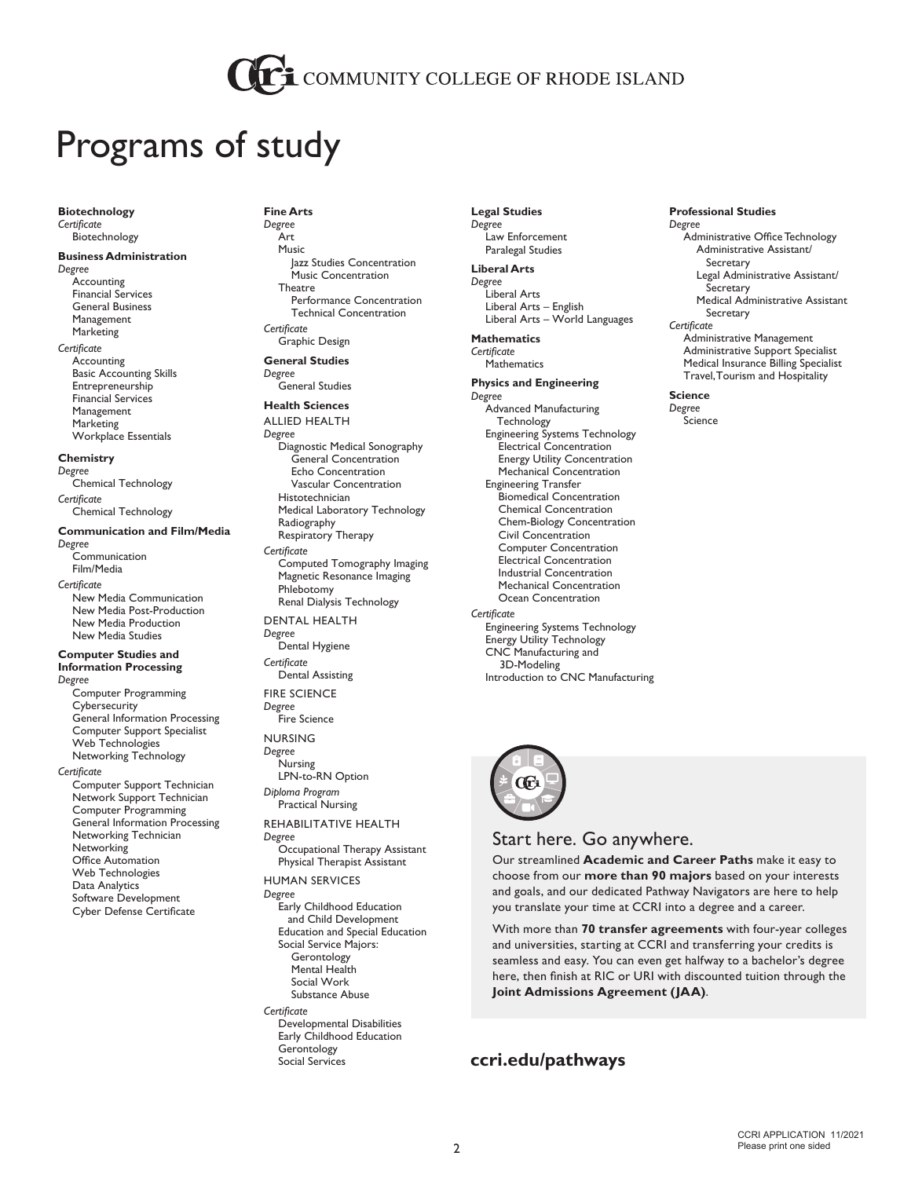COMMUNITY COLLEGE OF RHODE ISLAND

# Programs of study

**Biotechnology**
*Certificate*
- Biotechnology

**Business Administration**
*Degree*
- Accounting
- Financial Services
- General Business
- Management
- Marketing

*Certificate*
- Accounting
- Basic Accounting Skills
- Entrepreneurship
- Financial Services
- Management
- Marketing
- Workplace Essentials

**Chemistry**
*Degree*
- Chemical Technology

*Certificate*
- Chemical Technology

**Communication and Film/Media**
*Degree*
- Communication
- Film/Media

*Certificate*
- New Media Communication
- New Media Post-Production
- New Media Production
- New Media Studies

**Computer Studies and Information Processing**
*Degree*
- Computer Programming
- Cybersecurity
- General Information Processing
- Computer Support Specialist
- Web Technologies
- Networking Technology

*Certificate*
- Computer Support Technician
- Network Support Technician
- Computer Programming
- General Information Processing
- Networking Technician
- Networking
- Office Automation
- Web Technologies
- Data Analytics
- Software Development
- Cyber Defense Certificate

**Fine Arts**
*Degree*
- Art
- Music
  - Jazz Studies Concentration
  - Music Concentration
- Theatre
  - Performance Concentration
  - Technical Concentration

*Certificate*
- Graphic Design

**General Studies**
*Degree*
- General Studies

**Health Sciences**

ALLIED HEALTH
*Degree*
- Diagnostic Medical Sonography
  - General Concentration
  - Echo Concentration
  - Vascular Concentration
- Histotechnician
- Medical Laboratory Technology
- Radiography
- Respiratory Therapy

*Certificate*
- Computed Tomography Imaging
- Magnetic Resonance Imaging
- Phlebotomy
- Renal Dialysis Technology

DENTAL HEALTH
*Degree*
- Dental Hygiene

*Certificate*
- Dental Assisting

FIRE SCIENCE
*Degree*
- Fire Science

NURSING
*Degree*
- Nursing
- LPN-to-RN Option

*Diploma Program*
- Practical Nursing

REHABILITATIVE HEALTH
*Degree*
- Occupational Therapy Assistant
- Physical Therapist Assistant

HUMAN SERVICES
*Degree*
- Early Childhood Education and Child Development
- Education and Special Education
- Social Service Majors:
  - Gerontology
  - Mental Health
  - Social Work
  - Substance Abuse

*Certificate*
- Developmental Disabilities
- Early Childhood Education
- Gerontology
- Social Services

**Legal Studies**
*Degree*
- Law Enforcement
- Paralegal Studies

**Liberal Arts**
*Degree*
- Liberal Arts
- Liberal Arts – English
- Liberal Arts – World Languages

**Mathematics**
*Certificate*
- Mathematics

**Physics and Engineering**
*Degree*
- Advanced Manufacturing Technology
- Engineering Systems Technology
  - Electrical Concentration
  - Energy Utility Concentration
  - Mechanical Concentration
- Engineering Transfer
  - Biomedical Concentration
  - Chemical Concentration
  - Chem-Biology Concentration
  - Civil Concentration
  - Computer Concentration
  - Electrical Concentration
  - Industrial Concentration
  - Mechanical Concentration
  - Ocean Concentration

*Certificate*
- Engineering Systems Technology
- Energy Utility Technology
- CNC Manufacturing and 3D-Modeling
- Introduction to CNC Manufacturing

**Professional Studies**
*Degree*
- Administrative Office Technology
  - Administrative Assistant/Secretary
  - Legal Administrative Assistant/Secretary
  - Medical Administrative Assistant Secretary

*Certificate*
- Administrative Management
- Administrative Support Specialist
- Medical Insurance Billing Specialist
- Travel, Tourism and Hospitality

**Science**
*Degree*
- Science

## Start here. Go anywhere.

Our streamlined **Academic and Career Paths** make it easy to choose from our **more than 90 majors** based on your interests and goals, and our dedicated Pathway Navigators are here to help you translate your time at CCRI into a degree and a career.

With more than **70 transfer agreements** with four-year colleges and universities, starting at CCRI and transferring your credits is seamless and easy. You can even get halfway to a bachelor's degree here, then finish at RIC or URI with discounted tuition through the **Joint Admissions Agreement (JAA)**.

**ccri.edu/pathways**

CCRI APPLICATION 11/2021
Please print one sided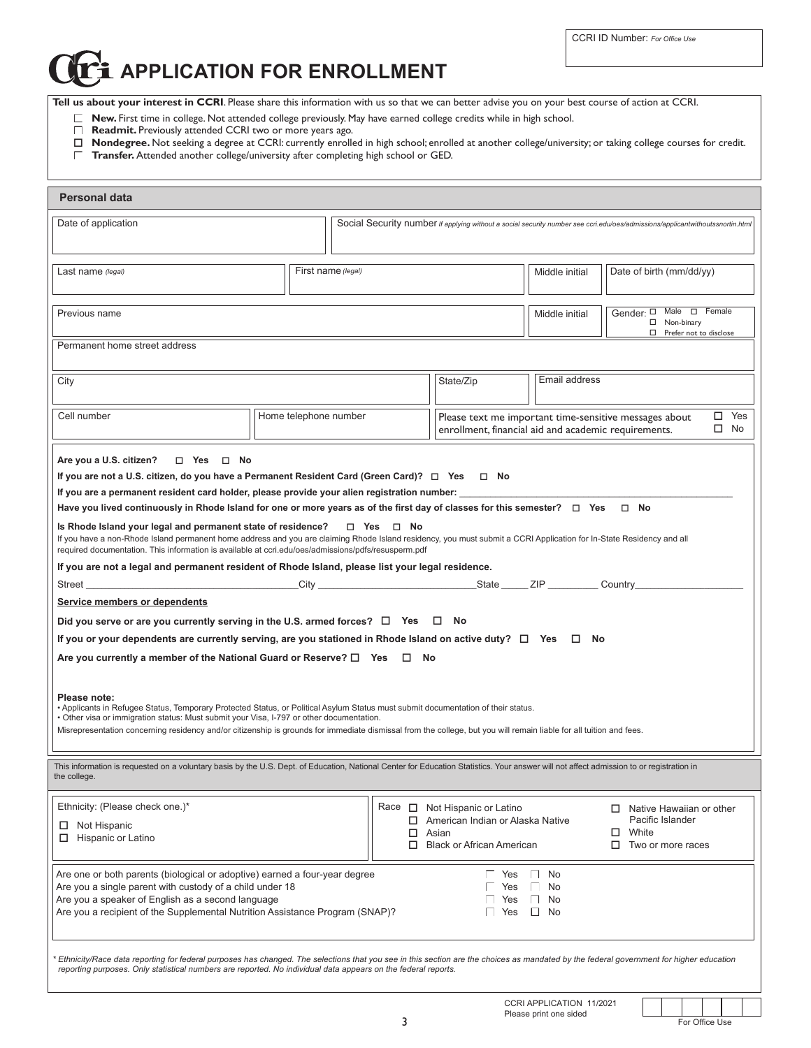CCRI ID Number: *For Office Use*

# APPLICATION FOR ENROLLMENT

**Tell us about your interest in CCRI**. Please share this information with us so that we can better advise you on your best course of action at CCRI.

- ☐ **New.** First time in college. Not attended college previously. May have earned college credits while in high school.
- ☐ **Readmit.** Previously attended CCRI two or more years ago.
- ☐ **Nondegree.** Not seeking a degree at CCRI: currently enrolled in high school; enrolled at another college/university; or taking college courses for credit.
- ☐ **Transfer.** Attended another college/university after completing high school or GED.

## Personal data

| Date of application | Social Security number *If applying without a social security number see ccri.edu/oes/admissions/applicantwithoutssnortin.html* | | |
|---|---|---|---|
| Last name *(legal)* | First name *(legal)* | Middle initial | Date of birth (mm/dd/yy) |
| Previous name | | Middle initial | Gender: ☐ Male ☐ Female ☐ Non-binary ☐ Prefer not to disclose |
| Permanent home street address | | | |
| City | State/Zip | Email address | |
| Cell number | Home telephone number | Please text me important time-sensitive messages about enrollment, financial aid and academic requirements. | ☐ Yes ☐ No |

**Are you a U.S. citizen?** ☐ **Yes** ☐ **No**

**If you are not a U.S. citizen, do you have a Permanent Resident Card (Green Card)?** ☐ **Yes** ☐ **No**

**If you are a permanent resident card holder, please provide your alien registration number:** ____________________

**Have you lived continuously in Rhode Island for one or more years as of the first day of classes for this semester?** ☐ **Yes** ☐ **No**

**Is Rhode Island your legal and permanent state of residence?** ☐ **Yes** ☐ **No**

If you have a non-Rhode Island permanent home address and you are claiming Rhode Island residency, you must submit a CCRI Application for In-State Residency and all required documentation. This information is available at ccri.edu/oes/admissions/pdfs/resusperm.pdf

**If you are not a legal and permanent resident of Rhode Island, please list your legal residence.**

Street ____________ City ____________ State _____ ZIP _________ Country ____________

**Service members or dependents**

**Did you serve or are you currently serving in the U.S. armed forces?** ☐ **Yes** ☐ **No**

**If you or your dependents are currently serving, are you stationed in Rhode Island on active duty?** ☐ **Yes** ☐ **No**

**Are you currently a member of the National Guard or Reserve?** ☐ **Yes** ☐ **No**

**Please note:**

- Applicants in Refugee Status, Temporary Protected Status, or Political Asylum Status must submit documentation of their status.
- Other visa or immigration status: Must submit your Visa, I-797 or other documentation.

Misrepresentation concerning residency and/or citizenship is grounds for immediate dismissal from the college, but you will remain liable for all tuition and fees.

This information is requested on a voluntary basis by the U.S. Dept. of Education, National Center for Education Statistics. Your answer will not affect admission to or registration in the college.

| Ethnicity: (Please check one.)* | Race |
|---|---|
| ☐ Not Hispanic<br>☐ Hispanic or Latino | ☐ Not Hispanic or Latino<br>☐ American Indian or Alaska Native<br>☐ Asian<br>☐ Black or African American<br>☐ Native Hawaiian or other Pacific Islander<br>☐ White<br>☐ Two or more races |

| Question | Yes | No |
|---|---|---|
| Are one or both parents (biological or adoptive) earned a four-year degree | ☐ Yes | ☐ No |
| Are you a single parent with custody of a child under 18 | ☐ Yes | ☐ No |
| Are you a speaker of English as a second language | ☐ Yes | ☐ No |
| Are you a recipient of the Supplemental Nutrition Assistance Program (SNAP)? | ☐ Yes | ☐ No |

*\* Ethnicity/Race data reporting for federal purposes has changed. The selections that you see in this section are the choices as mandated by the federal government for higher education reporting purposes. Only statistical numbers are reported. No individual data appears on the federal reports.*

CCRI APPLICATION 11/2021
Please print one sided

For Office Use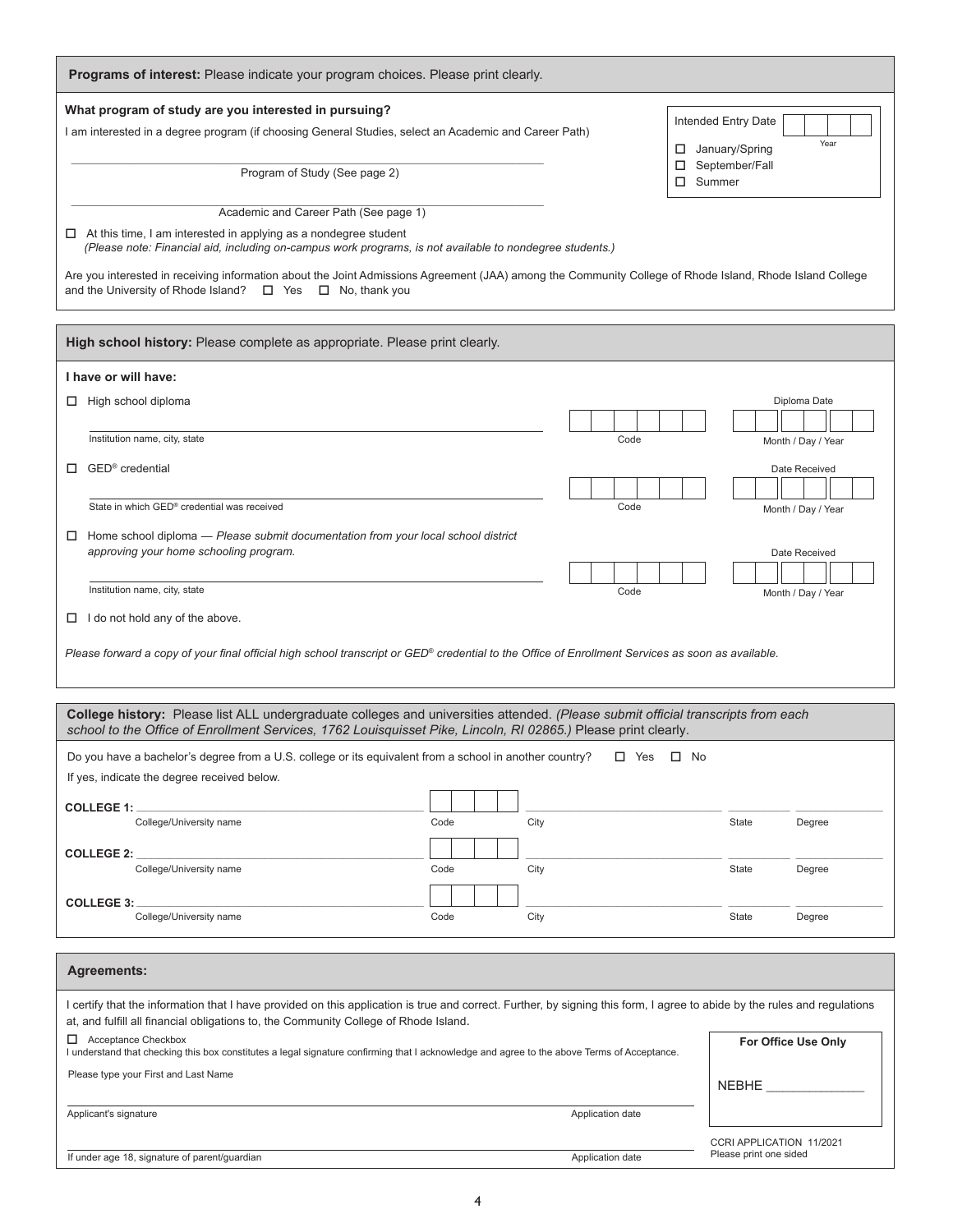## Programs of interest: Please indicate your program choices. Please print clearly.

**What program of study are you interested in pursuing?**

I am interested in a degree program (if choosing General Studies, select an Academic and Career Path)

\_\_\_\_\_\_\_\_\_\_\_\_\_\_\_\_\_\_\_\_\_\_\_\_\_\_\_\_\_\_\_\_\_\_\_\_\_\_\_\_

Program of Study (See page 2)

\_\_\_\_\_\_\_\_\_\_\_\_\_\_\_\_\_\_\_\_\_\_\_\_\_\_\_\_\_\_\_\_\_\_\_\_\_\_\_\_

Academic and Career Path (See page 1)

Intended Entry Date \_\_\_\_ Year

- ☐ January/Spring
- ☐ September/Fall
- ☐ Summer

☐ At this time, I am interested in applying as a nondegree student
*(Please note: Financial aid, including on-campus work programs, is not available to nondegree students.)*

Are you interested in receiving information about the Joint Admissions Agreement (JAA) among the Community College of Rhode Island, Rhode Island College and the University of Rhode Island? ☐ Yes ☐ No, thank you

## High school history: Please complete as appropriate. Please print clearly.

**I have or will have:**

☐ High school diploma

| Institution name, city, state | Code | Diploma Date (Month / Day / Year) |
|---|---|---|
| | | |

☐ GED® credential

| State in which GED® credential was received | Code | Date Received (Month / Day / Year) |
|---|---|---|
| | | |

☐ Home school diploma — *Please submit documentation from your local school district approving your home schooling program.*

| Institution name, city, state | Code | Date Received (Month / Day / Year) |
|---|---|---|
| | | |

☐ I do not hold any of the above.

*Please forward a copy of your final official high school transcript or GED® credential to the Office of Enrollment Services as soon as available.*

## College history: Please list ALL undergraduate colleges and universities attended. *(Please submit official transcripts from each school to the Office of Enrollment Services, 1762 Louisquisset Pike, Lincoln, RI 02865.)* Please print clearly.

Do you have a bachelor's degree from a U.S. college or its equivalent from a school in another country? ☐ Yes ☐ No

If yes, indicate the degree received below.

| | College/University name | Code | City | State | Degree |
|---|---|---|---|---|---|
| **COLLEGE 1:** | | | | | |
| **COLLEGE 2:** | | | | | |
| **COLLEGE 3:** | | | | | |

## Agreements:

I certify that the information that I have provided on this application is true and correct. Further, by signing this form, I agree to abide by the rules and regulations at, and fulfill all financial obligations to, the Community College of Rhode Island.

☐ Acceptance Checkbox
I understand that checking this box constitutes a legal signature confirming that I acknowledge and agree to the above Terms of Acceptance.

Please type your First and Last Name

\_\_\_\_\_\_\_\_\_\_\_\_\_\_\_\_\_\_\_\_\_\_\_\_\_\_\_\_\_\_\_\_\_\_\_\_\_\_\_\_

Applicant's signature Application date

\_\_\_\_\_\_\_\_\_\_\_\_\_\_\_\_\_\_\_\_\_\_\_\_\_\_\_\_\_\_\_\_\_\_\_\_\_\_\_\_

If under age 18, signature of parent/guardian Application date

**For Office Use Only**

NEBHE \_\_\_\_\_\_\_\_\_\_\_\_

CCRI APPLICATION 11/2021
Please print one sided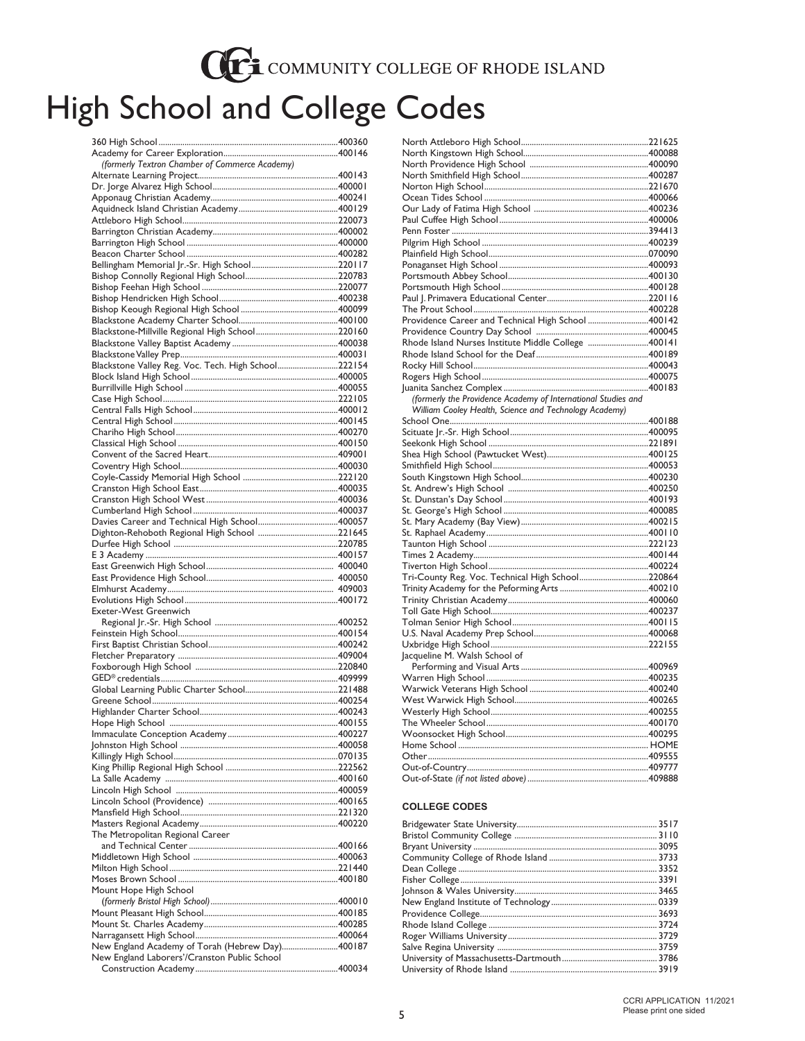CCRI COMMUNITY COLLEGE OF RHODE ISLAND

# High School and College Codes

| School | Code |
|---|---|
| 360 High School | 400360 |
| Academy for Career Exploration *(formerly Textron Chamber of Commerce Academy)* | 400146 |
| Alternate Learning Project | 400143 |
| Dr. Jorge Alvarez High School | 400001 |
| Apponaug Christian Academy | 400241 |
| Aquidneck Island Christian Academy | 400129 |
| Attleboro High School | 220073 |
| Barrington Christian Academy | 400002 |
| Barrington High School | 400000 |
| Beacon Charter School | 400282 |
| Bellingham Memorial Jr.-Sr. High School | 220117 |
| Bishop Connolly Regional High School | 220783 |
| Bishop Feehan High School | 220077 |
| Bishop Hendricken High School | 400238 |
| Bishop Keough Regional High School | 400099 |
| Blackstone Academy Charter School | 400100 |
| Blackstone-Millville Regional High School | 220160 |
| Blackstone Valley Baptist Academy | 400038 |
| Blackstone Valley Prep | 400031 |
| Blackstone Valley Reg. Voc. Tech. High School | 222154 |
| Block Island High School | 400005 |
| Burrillville High School | 400055 |
| Case High School | 222105 |
| Central Falls High School | 400012 |
| Central High School | 400145 |
| Chariho High School | 400270 |
| Classical High School | 400150 |
| Convent of the Sacred Heart | 409001 |
| Coventry High School | 400030 |
| Coyle-Cassidy Memorial High School | 222120 |
| Cranston High School East | 400035 |
| Cranston High School West | 400036 |
| Cumberland High School | 400037 |
| Davies Career and Technical High School | 400057 |
| Dighton-Rehoboth Regional High School | 221645 |
| Durfee High School | 220785 |
| E 3 Academy | 400157 |
| East Greenwich High School | 400040 |
| East Providence High School | 400050 |
| Elmhurst Academy | 409003 |
| Evolutions High School | 400172 |
| Exeter-West Greenwich Regional Jr.-Sr. High School | 400252 |
| Feinstein High School | 400154 |
| First Baptist Christian School | 400242 |
| Fletcher Preparatory | 409004 |
| Foxborough High School | 220840 |
| GED® credentials | 409999 |
| Global Learning Public Charter School | 221488 |
| Greene School | 400254 |
| Highlander Charter School | 400243 |
| Hope High School | 400155 |
| Immaculate Conception Academy | 400227 |
| Johnston High School | 400058 |
| Killingly High School | 070135 |
| King Phillip Regional High School | 222562 |
| La Salle Academy | 400160 |
| Lincoln High School | 400059 |
| Lincoln School (Providence) | 400165 |
| Mansfield High School | 221320 |
| Masters Regional Academy | 400220 |
| The Metropolitan Regional Career and Technical Center | 400166 |
| Middletown High School | 400063 |
| Milton High School | 221440 |
| Moses Brown School | 400180 |
| Mount Hope High School *(formerly Bristol High School)* | 400010 |
| Mount Pleasant High School | 400185 |
| Mount St. Charles Academy | 400285 |
| Narragansett High School | 400064 |
| New England Academy of Torah (Hebrew Day) | 400187 |
| New England Laborers'/Cranston Public School Construction Academy | 400034 |
| North Attleboro High School | 221625 |
| North Kingstown High School | 400088 |
| North Providence High School | 400090 |
| North Smithfield High School | 400287 |
| Norton High School | 221670 |
| Ocean Tides School | 400066 |
| Our Lady of Fatima High School | 400236 |
| Paul Cuffee High School | 400006 |
| Penn Foster | 394413 |
| Pilgrim High School | 400239 |
| Plainfield High School | 070090 |
| Ponaganset High School | 400093 |
| Portsmouth Abbey School | 400130 |
| Portsmouth High School | 400128 |
| Paul J. Primavera Educational Center | 220116 |
| The Prout School | 400228 |
| Providence Career and Technical High School | 400142 |
| Providence Country Day School | 400045 |
| Rhode Island Nurses Institute Middle College | 400141 |
| Rhode Island School for the Deaf | 400189 |
| Rocky Hill School | 400043 |
| Rogers High School | 400075 |
| Juanita Sanchez Complex *(formerly the Providence Academy of International Studies and William Cooley Health, Science and Technology Academy)* | 400183 |
| School One | 400188 |
| Scituate Jr.-Sr. High School | 400095 |
| Seekonk High School | 221891 |
| Shea High School (Pawtucket West) | 400125 |
| Smithfield High School | 400053 |
| South Kingstown High School | 400230 |
| St. Andrew's High School | 400250 |
| St. Dunstan's Day School | 400193 |
| St. George's High School | 400085 |
| St. Mary Academy (Bay View) | 400215 |
| St. Raphael Academy | 400110 |
| Taunton High School | 222123 |
| Times 2 Academy | 400144 |
| Tiverton High School | 400224 |
| Tri-County Reg. Voc. Technical High School | 220864 |
| Trinity Academy for the Peforming Arts | 400210 |
| Trinity Christian Academy | 400060 |
| Toll Gate High School | 400237 |
| Tolman Senior High School | 400115 |
| U.S. Naval Academy Prep School | 400068 |
| Uxbridge High School | 222155 |
| Jacqueline M. Walsh School of Performing and Visual Arts | 400969 |
| Warren High School | 400235 |
| Warwick Veterans High School | 400240 |
| West Warwick High School | 400265 |
| Westerly High School | 400255 |
| The Wheeler School | 400170 |
| Woonsocket High School | 400295 |
| Home School | HOME |
| Other | 409555 |
| Out-of-Country | 409777 |
| Out-of-State *(if not listed above)* | 409888 |

### COLLEGE CODES

| College | Code |
|---|---|
| Bridgewater State University | 3517 |
| Bristol Community College | 3110 |
| Bryant University | 3095 |
| Community College of Rhode Island | 3733 |
| Dean College | 3352 |
| Fisher College | 3391 |
| Johnson & Wales University | 3465 |
| New England Institute of Technology | 0339 |
| Providence College | 3693 |
| Rhode Island College | 3724 |
| Roger Williams University | 3729 |
| Salve Regina University | 3759 |
| University of Massachusetts-Dartmouth | 3786 |
| University of Rhode Island | 3919 |

CCRI APPLICATION 11/2021
Please print one sided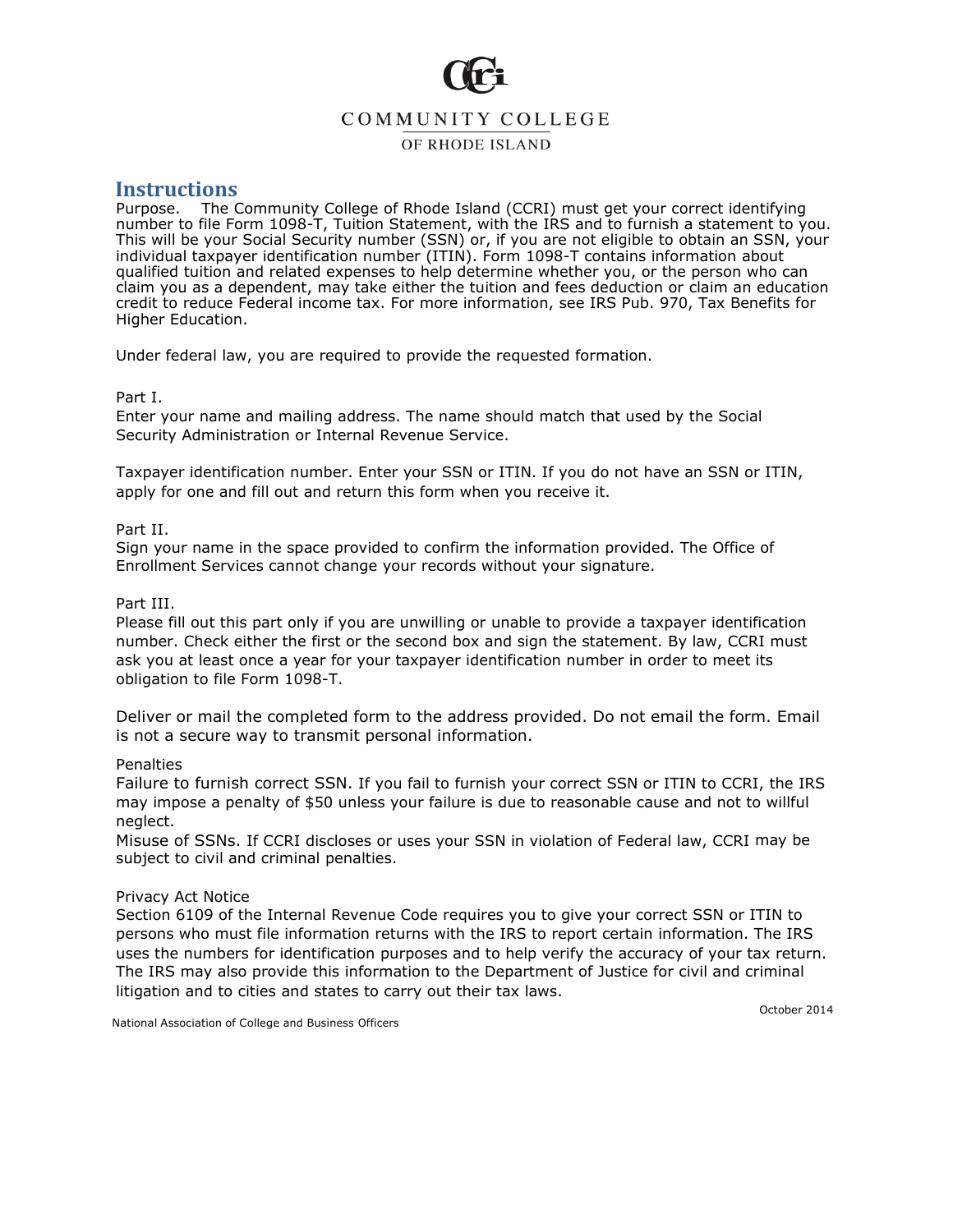COMMUNITY COLLEGE OF RHODE ISLAND

## Instructions

Purpose. The Community College of Rhode Island (CCRI) must get your correct identifying number to file Form 1098-T, Tuition Statement, with the IRS and to furnish a statement to you. This will be your Social Security number (SSN) or, if you are not eligible to obtain an SSN, your individual taxpayer identification number (ITIN). Form 1098-T contains information about qualified tuition and related expenses to help determine whether you, or the person who can claim you as a dependent, may take either the tuition and fees deduction or claim an education credit to reduce Federal income tax. For more information, see IRS Pub. 970, Tax Benefits for Higher Education.

Under federal law, you are required to provide the requested formation.

Part I.

Enter your name and mailing address. The name should match that used by the Social Security Administration or Internal Revenue Service.

Taxpayer identification number. Enter your SSN or ITIN. If you do not have an SSN or ITIN, apply for one and fill out and return this form when you receive it.

Part II.

Sign your name in the space provided to confirm the information provided. The Office of Enrollment Services cannot change your records without your signature.

Part III.

Please fill out this part only if you are unwilling or unable to provide a taxpayer identification number. Check either the first or the second box and sign the statement. By law, CCRI must ask you at least once a year for your taxpayer identification number in order to meet its obligation to file Form 1098-T.

Deliver or mail the completed form to the address provided. Do not email the form. Email is not a secure way to transmit personal information.

Penalties

Failure to furnish correct SSN. If you fail to furnish your correct SSN or ITIN to CCRI, the IRS may impose a penalty of $50 unless your failure is due to reasonable cause and not to willful neglect.

Misuse of SSNs. If CCRI discloses or uses your SSN in violation of Federal law, CCRI may be subject to civil and criminal penalties.

Privacy Act Notice

Section 6109 of the Internal Revenue Code requires you to give your correct SSN or ITIN to persons who must file information returns with the IRS to report certain information. The IRS uses the numbers for identification purposes and to help verify the accuracy of your tax return. The IRS may also provide this information to the Department of Justice for civil and criminal litigation and to cities and states to carry out their tax laws.

October 2014

National Association of College and Business Officers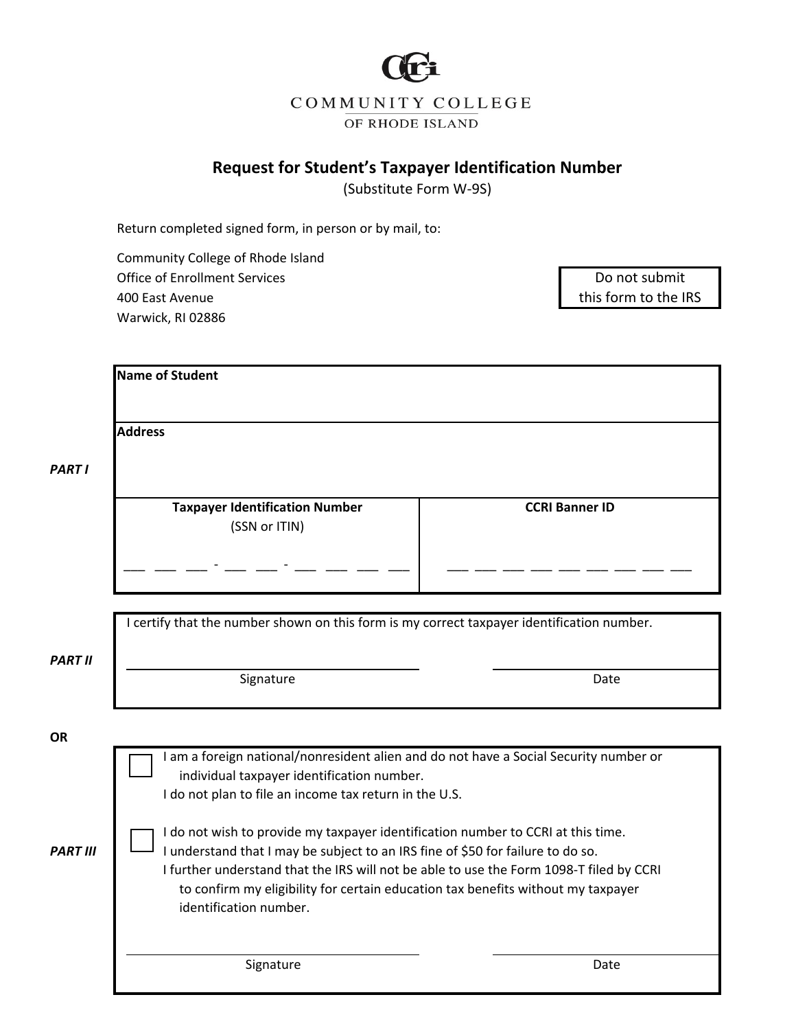COMMUNITY COLLEGE
OF RHODE ISLAND

# Request for Student's Taxpayer Identification Number

(Substitute Form W-9S)

Return completed signed form, in person or by mail, to:

Community College of Rhode Island
Office of Enrollment Services
400 East Avenue
Warwick, RI 02886

Do not submit this form to the IRS

***PART I***

| Name of Student | |
|---|---|
| **Address** | |
| **Taxpayer Identification Number** (SSN or ITIN) | **CCRI Banner ID** |
| ___ ___ ___ - ___ ___ - ___ ___ ___ ___ | ___ ___ ___ ___ ___ ___ ___ ___ ___ |

***PART II***

I certify that the number shown on this form is my correct taxpayer identification number.

______________________ Signature ______________________ Date

**OR**

***PART III***

☐ I am a foreign national/nonresident alien and do not have a Social Security number or individual taxpayer identification number.
I do not plan to file an income tax return in the U.S.

☐ I do not wish to provide my taxpayer identification number to CCRI at this time.
I understand that I may be subject to an IRS fine of $50 for failure to do so.
I further understand that the IRS will not be able to use the Form 1098-T filed by CCRI to confirm my eligibility for certain education tax benefits without my taxpayer identification number.

______________________ Signature ______________________ Date